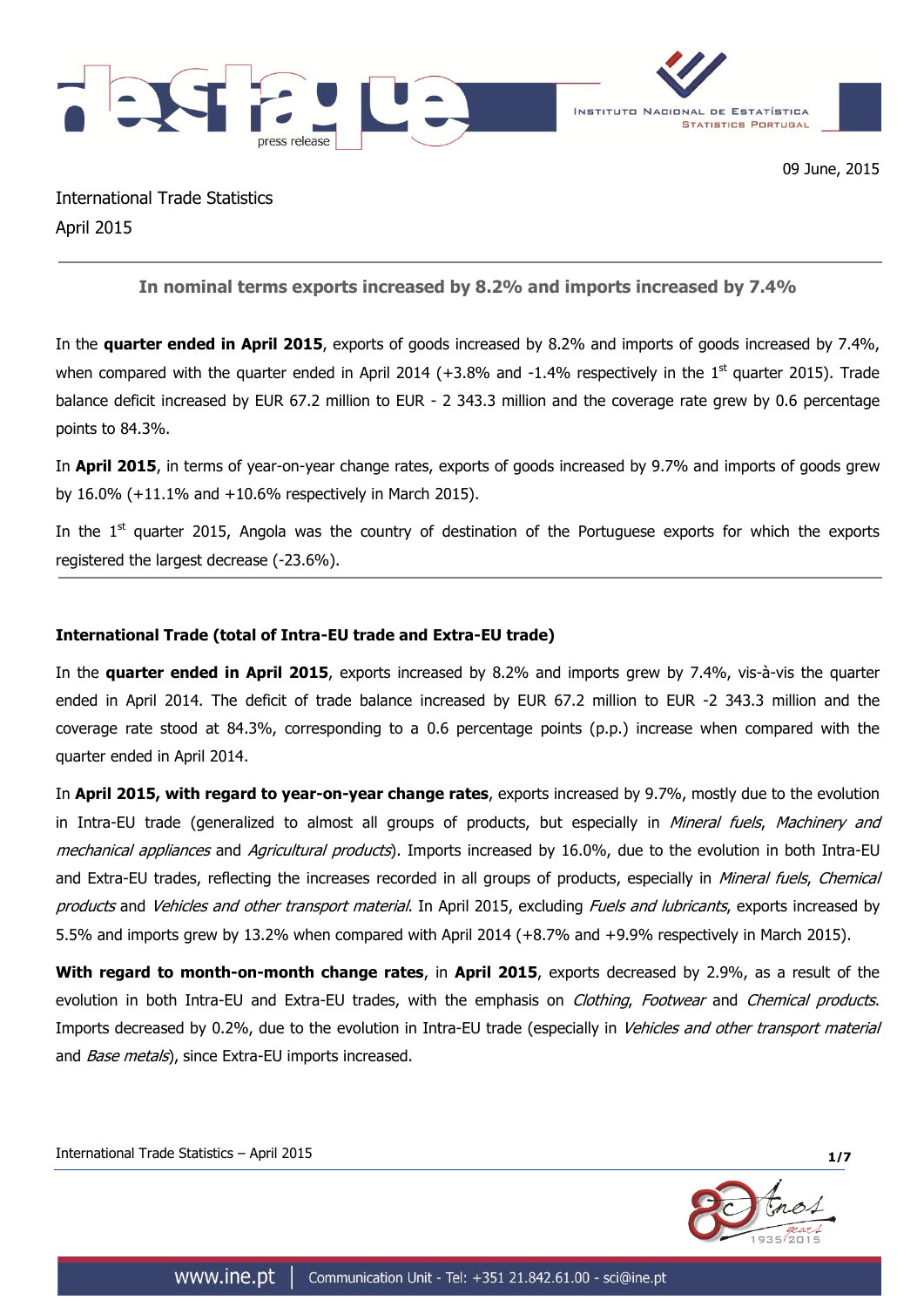09 June, 2015

International Trade Statistics
April 2015

## In nominal terms exports increased by 8.2% and imports increased by 7.4%

In the **quarter ended in April 2015**, exports of goods increased by 8.2% and imports of goods increased by 7.4%, when compared with the quarter ended in April 2014 (+3.8% and -1.4% respectively in the 1st quarter 2015). Trade balance deficit increased by EUR 67.2 million to EUR - 2 343.3 million and the coverage rate grew by 0.6 percentage points to 84.3%.

In **April 2015**, in terms of year-on-year change rates, exports of goods increased by 9.7% and imports of goods grew by 16.0% (+11.1% and +10.6% respectively in March 2015).

In the 1st quarter 2015, Angola was the country of destination of the Portuguese exports for which the exports registered the largest decrease (-23.6%).

### International Trade (total of Intra-EU trade and Extra-EU trade)

In the **quarter ended in April 2015**, exports increased by 8.2% and imports grew by 7.4%, vis-à-vis the quarter ended in April 2014. The deficit of trade balance increased by EUR 67.2 million to EUR -2 343.3 million and the coverage rate stood at 84.3%, corresponding to a 0.6 percentage points (p.p.) increase when compared with the quarter ended in April 2014.

In **April 2015, with regard to year-on-year change rates**, exports increased by 9.7%, mostly due to the evolution in Intra-EU trade (generalized to almost all groups of products, but especially in *Mineral fuels*, *Machinery and mechanical appliances* and *Agricultural products*). Imports increased by 16.0%, due to the evolution in both Intra-EU and Extra-EU trades, reflecting the increases recorded in all groups of products, especially in *Mineral fuels*, *Chemical products* and *Vehicles and other transport material*. In April 2015, excluding *Fuels and lubricants*, exports increased by 5.5% and imports grew by 13.2% when compared with April 2014 (+8.7% and +9.9% respectively in March 2015).

**With regard to month-on-month change rates**, in **April 2015**, exports decreased by 2.9%, as a result of the evolution in both Intra-EU and Extra-EU trades, with the emphasis on *Clothing*, *Footwear* and *Chemical products*. Imports decreased by 0.2%, due to the evolution in Intra-EU trade (especially in *Vehicles and other transport material* and *Base metals*), since Extra-EU imports increased.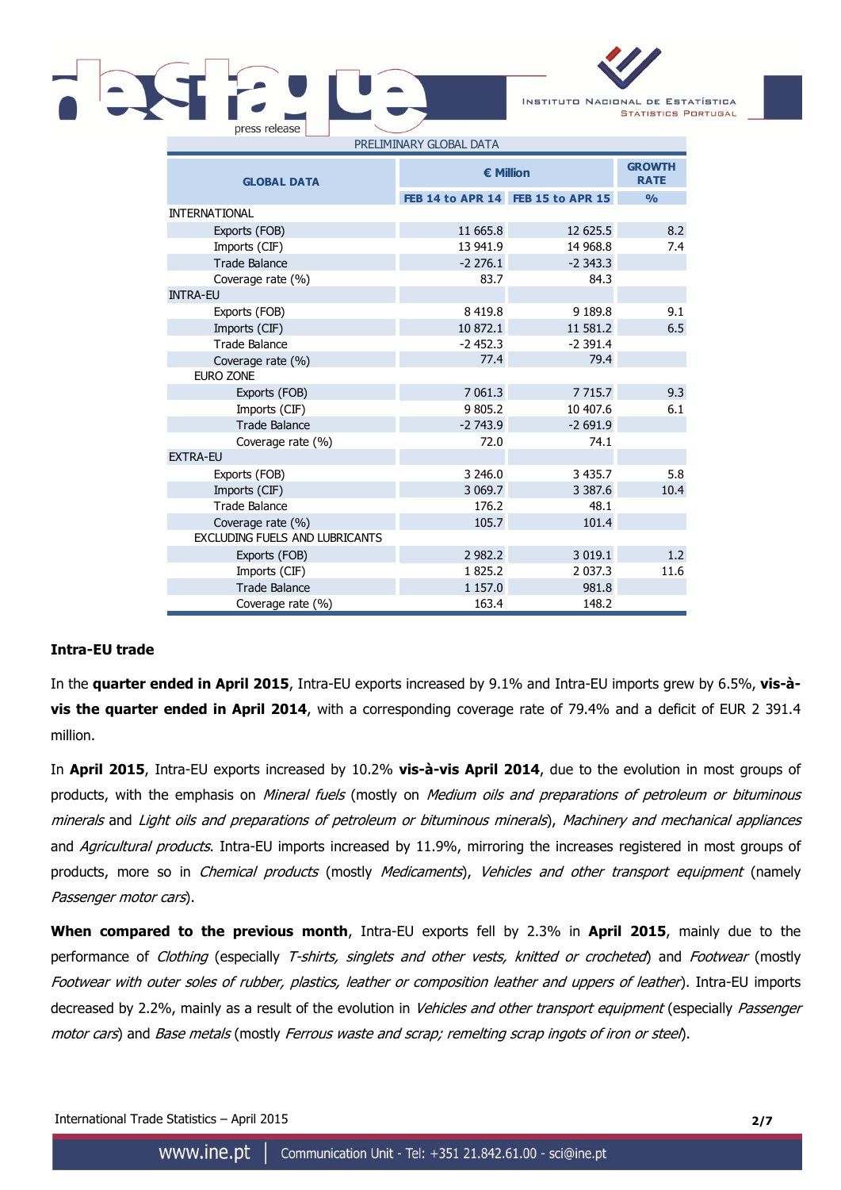PRELIMINARY GLOBAL DATA

| GLOBAL DATA | € Million | | GROWTH RATE |
|---|---|---|---|
| | FEB 14 to APR 14 | FEB 15 to APR 15 | % |
| INTERNATIONAL | | | |
| Exports (FOB) | 11 665.8 | 12 625.5 | 8.2 |
| Imports (CIF) | 13 941.9 | 14 968.8 | 7.4 |
| Trade Balance | -2 276.1 | -2 343.3 | |
| Coverage rate (%) | 83.7 | 84.3 | |
| INTRA-EU | | | |
| Exports (FOB) | 8 419.8 | 9 189.8 | 9.1 |
| Imports (CIF) | 10 872.1 | 11 581.2 | 6.5 |
| Trade Balance | -2 452.3 | -2 391.4 | |
| Coverage rate (%) | 77.4 | 79.4 | |
| EURO ZONE | | | |
| Exports (FOB) | 7 061.3 | 7 715.7 | 9.3 |
| Imports (CIF) | 9 805.2 | 10 407.6 | 6.1 |
| Trade Balance | -2 743.9 | -2 691.9 | |
| Coverage rate (%) | 72.0 | 74.1 | |
| EXTRA-EU | | | |
| Exports (FOB) | 3 246.0 | 3 435.7 | 5.8 |
| Imports (CIF) | 3 069.7 | 3 387.6 | 10.4 |
| Trade Balance | 176.2 | 48.1 | |
| Coverage rate (%) | 105.7 | 101.4 | |
| EXCLUDING FUELS AND LUBRICANTS | | | |
| Exports (FOB) | 2 982.2 | 3 019.1 | 1.2 |
| Imports (CIF) | 1 825.2 | 2 037.3 | 11.6 |
| Trade Balance | 1 157.0 | 981.8 | |
| Coverage rate (%) | 163.4 | 148.2 | |

**Intra-EU trade**

In the **quarter ended in April 2015**, Intra-EU exports increased by 9.1% and Intra-EU imports grew by 6.5%, **vis-à-vis the quarter ended in April 2014**, with a corresponding coverage rate of 79.4% and a deficit of EUR 2 391.4 million.

In **April 2015**, Intra-EU exports increased by 10.2% **vis-à-vis April 2014**, due to the evolution in most groups of products, with the emphasis on *Mineral fuels* (mostly on *Medium oils and preparations of petroleum or bituminous minerals* and *Light oils and preparations of petroleum or bituminous minerals*), *Machinery and mechanical appliances* and *Agricultural products*. Intra-EU imports increased by 11.9%, mirroring the increases registered in most groups of products, more so in *Chemical products* (mostly *Medicaments*), *Vehicles and other transport equipment* (namely *Passenger motor cars*).

**When compared to the previous month**, Intra-EU exports fell by 2.3% in **April 2015**, mainly due to the performance of *Clothing* (especially *T-shirts, singlets and other vests, knitted or crocheted*) and *Footwear* (mostly *Footwear with outer soles of rubber, plastics, leather or composition leather and uppers of leather*). Intra-EU imports decreased by 2.2%, mainly as a result of the evolution in *Vehicles and other transport equipment* (especially *Passenger motor cars*) and *Base metals* (mostly *Ferrous waste and scrap; remelting scrap ingots of iron or steel*).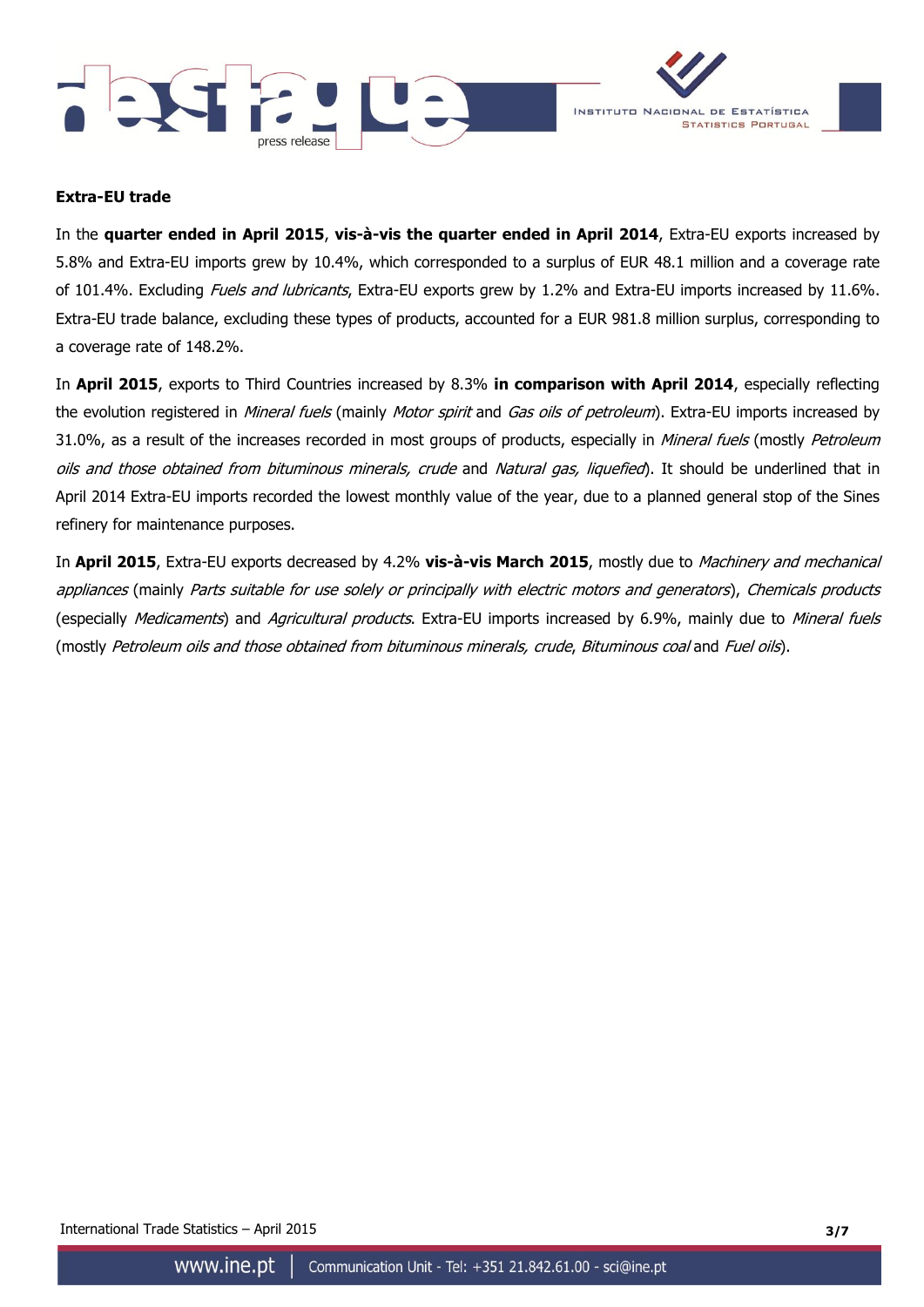**Extra-EU trade**

In the **quarter ended in April 2015**, **vis-à-vis the quarter ended in April 2014**, Extra-EU exports increased by 5.8% and Extra-EU imports grew by 10.4%, which corresponded to a surplus of EUR 48.1 million and a coverage rate of 101.4%. Excluding *Fuels and lubricants*, Extra-EU exports grew by 1.2% and Extra-EU imports increased by 11.6%. Extra-EU trade balance, excluding these types of products, accounted for a EUR 981.8 million surplus, corresponding to a coverage rate of 148.2%.

In **April 2015**, exports to Third Countries increased by 8.3% **in comparison with April 2014**, especially reflecting the evolution registered in *Mineral fuels* (mainly *Motor spirit* and *Gas oils of petroleum*). Extra-EU imports increased by 31.0%, as a result of the increases recorded in most groups of products, especially in *Mineral fuels* (mostly *Petroleum oils and those obtained from bituminous minerals, crude* and *Natural gas, liquefied*). It should be underlined that in April 2014 Extra-EU imports recorded the lowest monthly value of the year, due to a planned general stop of the Sines refinery for maintenance purposes.

In **April 2015**, Extra-EU exports decreased by 4.2% **vis-à-vis March 2015**, mostly due to *Machinery and mechanical appliances* (mainly *Parts suitable for use solely or principally with electric motors and generators*), *Chemicals products* (especially *Medicaments*) and *Agricultural products*. Extra-EU imports increased by 6.9%, mainly due to *Mineral fuels* (mostly *Petroleum oils and those obtained from bituminous minerals, crude*, *Bituminous coal* and *Fuel oils*).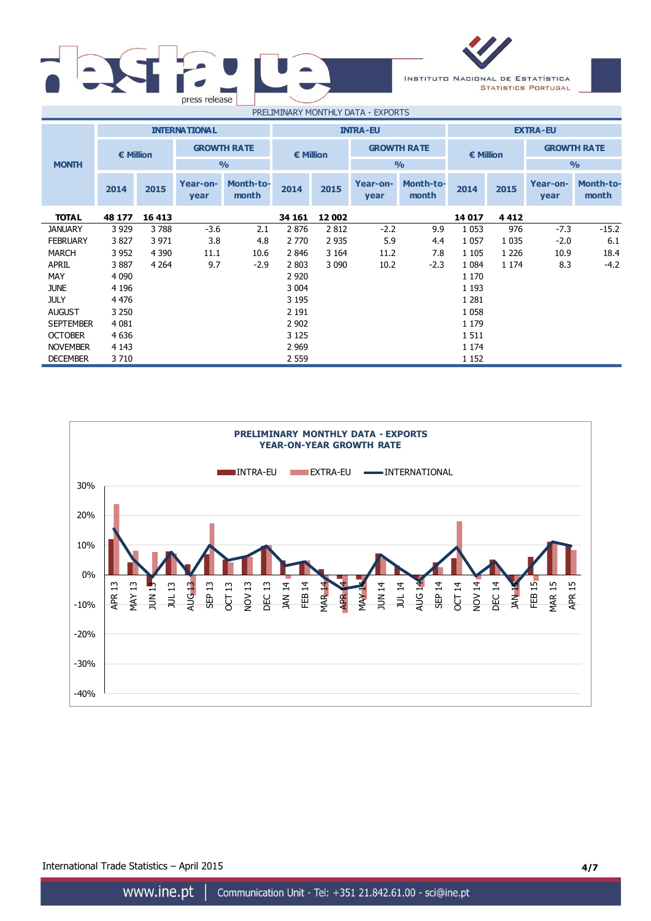PRELIMINARY MONTHLY DATA - EXPORTS

| MONTH | INTERNATIONAL | | | | INTRA-EU | | | | EXTRA-EU | | | |
|---|---|---|---|---|---|---|---|---|---|---|---|---|
| | € Million | | GROWTH RATE % | | € Million | | GROWTH RATE % | | € Million | | GROWTH RATE % | |
| | 2014 | 2015 | Year-on-year | Month-to-month | 2014 | 2015 | Year-on-year | Month-to-month | 2014 | 2015 | Year-on-year | Month-to-month |
| **TOTAL** | **48 177** | **16 413** | | | **34 161** | **12 002** | | | **14 017** | **4 412** | | |
| JANUARY | 3 929 | 3 788 | -3.6 | 2.1 | 2 876 | 2 812 | -2.2 | 9.9 | 1 053 | 976 | -7.3 | -15.2 |
| FEBRUARY | 3 827 | 3 971 | 3.8 | 4.8 | 2 770 | 2 935 | 5.9 | 4.4 | 1 057 | 1 035 | -2.0 | 6.1 |
| MARCH | 3 952 | 4 390 | 11.1 | 10.6 | 2 846 | 3 164 | 11.2 | 7.8 | 1 105 | 1 226 | 10.9 | 18.4 |
| APRIL | 3 887 | 4 264 | 9.7 | -2.9 | 2 803 | 3 090 | 10.2 | -2.3 | 1 084 | 1 174 | 8.3 | -4.2 |
| MAY | 4 090 | | | | 2 920 | | | | 1 170 | | | |
| JUNE | 4 196 | | | | 3 004 | | | | 1 193 | | | |
| JULY | 4 476 | | | | 3 195 | | | | 1 281 | | | |
| AUGUST | 3 250 | | | | 2 191 | | | | 1 058 | | | |
| SEPTEMBER | 4 081 | | | | 2 902 | | | | 1 179 | | | |
| OCTOBER | 4 636 | | | | 3 125 | | | | 1 511 | | | |
| NOVEMBER | 4 143 | | | | 2 969 | | | | 1 174 | | | |
| DECEMBER | 3 710 | | | | 2 559 | | | | 1 152 | | | |

**PRELIMINARY MONTHLY DATA - EXPORTS**
**YEAR-ON-YEAR GROWTH RATE**

International Trade Statistics – April 2015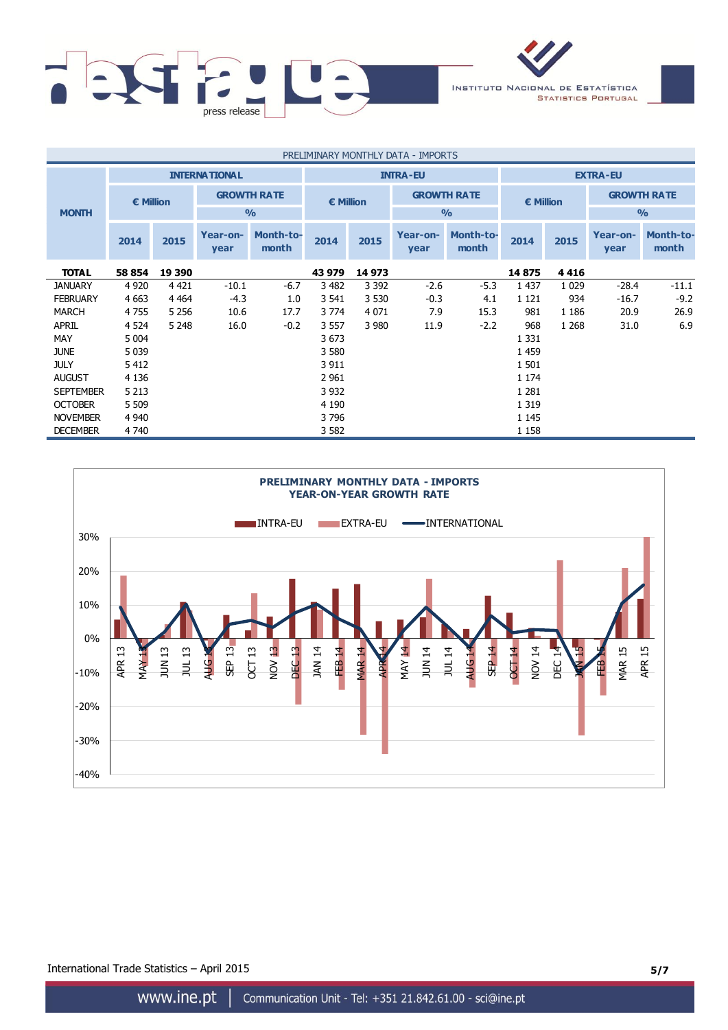## PRELIMINARY MONTHLY DATA - IMPORTS

| MONTH | INTERNATIONAL | | | | INTRA-EU | | | | EXTRA-EU | | | |
|---|---|---|---|---|---|---|---|---|---|---|---|---|
| | € Million | | GROWTH RATE % | | € Million | | GROWTH RATE % | | € Million | | GROWTH RATE % | |
| | 2014 | 2015 | Year-on-year | Month-to-month | 2014 | 2015 | Year-on-year | Month-to-month | 2014 | 2015 | Year-on-year | Month-to-month |
| **TOTAL** | **58 854** | **19 390** | | | **43 979** | **14 973** | | | **14 875** | **4 416** | | |
| JANUARY | 4 920 | 4 421 | -10.1 | -6.7 | 3 482 | 3 392 | -2.6 | -5.3 | 1 437 | 1 029 | -28.4 | -11.1 |
| FEBRUARY | 4 663 | 4 464 | -4.3 | 1.0 | 3 541 | 3 530 | -0.3 | 4.1 | 1 121 | 934 | -16.7 | -9.2 |
| MARCH | 4 755 | 5 256 | 10.6 | 17.7 | 3 774 | 4 071 | 7.9 | 15.3 | 981 | 1 186 | 20.9 | 26.9 |
| APRIL | 4 524 | 5 248 | 16.0 | -0.2 | 3 557 | 3 980 | 11.9 | -2.2 | 968 | 1 268 | 31.0 | 6.9 |
| MAY | 5 004 | | | | 3 673 | | | | 1 331 | | | |
| JUNE | 5 039 | | | | 3 580 | | | | 1 459 | | | |
| JULY | 5 412 | | | | 3 911 | | | | 1 501 | | | |
| AUGUST | 4 136 | | | | 2 961 | | | | 1 174 | | | |
| SEPTEMBER | 5 213 | | | | 3 932 | | | | 1 281 | | | |
| OCTOBER | 5 509 | | | | 4 190 | | | | 1 319 | | | |
| NOVEMBER | 4 940 | | | | 3 796 | | | | 1 145 | | | |
| DECEMBER | 4 740 | | | | 3 582 | | | | 1 158 | | | |

PRELIMINARY MONTHLY DATA - IMPORTS
YEAR-ON-YEAR GROWTH RATE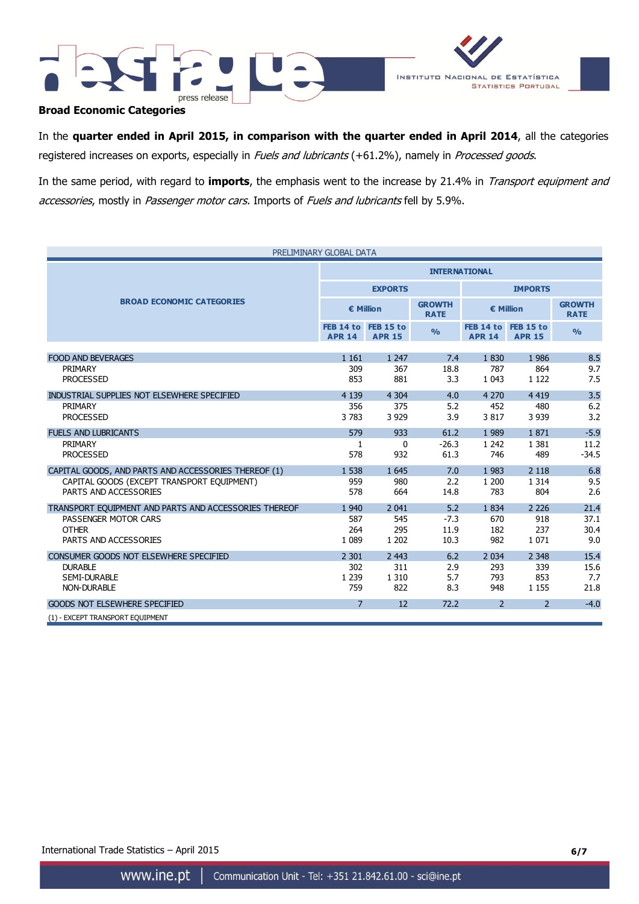## Broad Economic Categories

In the **quarter ended in April 2015, in comparison with the quarter ended in April 2014**, all the categories registered increases on exports, especially in *Fuels and lubricants* (+61.2%), namely in *Processed goods*.

In the same period, with regard to **imports**, the emphasis went to the increase by 21.4% in *Transport equipment and accessories*, mostly in *Passenger motor cars.* Imports of *Fuels and lubricants* fell by 5.9%.

PRELIMINARY GLOBAL DATA

| BROAD ECONOMIC CATEGORIES | INTERNATIONAL | | | | | |
|---|---|---|---|---|---|---|
| | EXPORTS | | | IMPORTS | | |
| | € Million | | GROWTH RATE | € Million | | GROWTH RATE |
| | FEB 14 to APR 14 | FEB 15 to APR 15 | % | FEB 14 to APR 14 | FEB 15 to APR 15 | % |
| FOOD AND BEVERAGES | 1 161 | 1 247 | 7.4 | 1 830 | 1 986 | 8.5 |
| PRIMARY | 309 | 367 | 18.8 | 787 | 864 | 9.7 |
| PROCESSED | 853 | 881 | 3.3 | 1 043 | 1 122 | 7.5 |
| INDUSTRIAL SUPPLIES NOT ELSEWHERE SPECIFIED | 4 139 | 4 304 | 4.0 | 4 270 | 4 419 | 3.5 |
| PRIMARY | 356 | 375 | 5.2 | 452 | 480 | 6.2 |
| PROCESSED | 3 783 | 3 929 | 3.9 | 3 817 | 3 939 | 3.2 |
| FUELS AND LUBRICANTS | 579 | 933 | 61.2 | 1 989 | 1 871 | -5.9 |
| PRIMARY | 1 | 0 | -26.3 | 1 242 | 1 381 | 11.2 |
| PROCESSED | 578 | 932 | 61.3 | 746 | 489 | -34.5 |
| CAPITAL GOODS, AND PARTS AND ACCESSORIES THEREOF (1) | 1 538 | 1 645 | 7.0 | 1 983 | 2 118 | 6.8 |
| CAPITAL GOODS (EXCEPT TRANSPORT EQUIPMENT) | 959 | 980 | 2.2 | 1 200 | 1 314 | 9.5 |
| PARTS AND ACCESSORIES | 578 | 664 | 14.8 | 783 | 804 | 2.6 |
| TRANSPORT EQUIPMENT AND PARTS AND ACCESSORIES THEREOF | 1 940 | 2 041 | 5.2 | 1 834 | 2 226 | 21.4 |
| PASSENGER MOTOR CARS | 587 | 545 | -7.3 | 670 | 918 | 37.1 |
| OTHER | 264 | 295 | 11.9 | 182 | 237 | 30.4 |
| PARTS AND ACCESSORIES | 1 089 | 1 202 | 10.3 | 982 | 1 071 | 9.0 |
| CONSUMER GOODS NOT ELSEWHERE SPECIFIED | 2 301 | 2 443 | 6.2 | 2 034 | 2 348 | 15.4 |
| DURABLE | 302 | 311 | 2.9 | 293 | 339 | 15.6 |
| SEMI-DURABLE | 1 239 | 1 310 | 5.7 | 793 | 853 | 7.7 |
| NON-DURABLE | 759 | 822 | 8.3 | 948 | 1 155 | 21.8 |
| GOODS NOT ELSEWHERE SPECIFIED | 7 | 12 | 72.2 | 2 | 2 | -4.0 |

(1) - EXCEPT TRANSPORT EQUIPMENT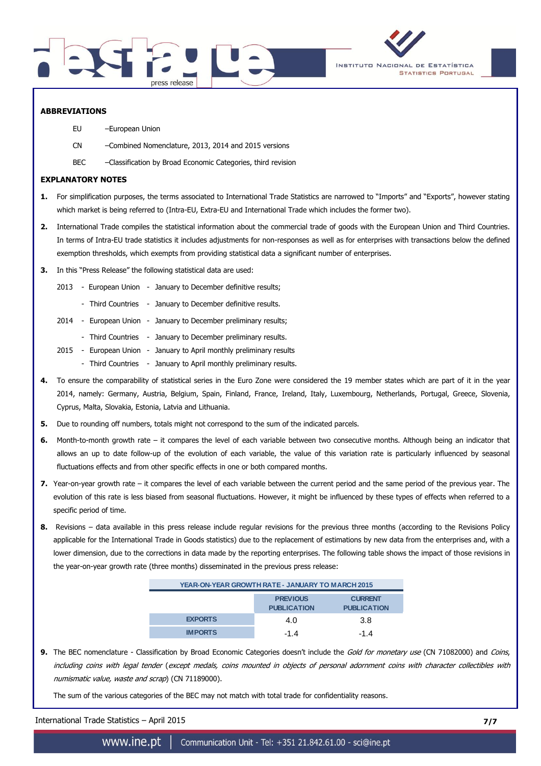## ABBREVIATIONS

EU –European Union

CN –Combined Nomenclature, 2013, 2014 and 2015 versions

BEC –Classification by Broad Economic Categories, third revision

## EXPLANATORY NOTES

1. For simplification purposes, the terms associated to International Trade Statistics are narrowed to "Imports" and "Exports", however stating which market is being referred to (Intra-EU, Extra-EU and International Trade which includes the former two).

2. International Trade compiles the statistical information about the commercial trade of goods with the European Union and Third Countries. In terms of Intra-EU trade statistics it includes adjustments for non-responses as well as for enterprises with transactions below the defined exemption thresholds, which exempts from providing statistical data a significant number of enterprises.

3. In this "Press Release" the following statistical data are used:

   2013 - European Union - January to December definitive results;

   - Third Countries - January to December definitive results.

   2014 - European Union - January to December preliminary results;

   - Third Countries - January to December preliminary results.

   2015 - European Union - January to April monthly preliminary results

   - Third Countries - January to April monthly preliminary results.

4. To ensure the comparability of statistical series in the Euro Zone were considered the 19 member states which are part of it in the year 2014, namely: Germany, Austria, Belgium, Spain, Finland, France, Ireland, Italy, Luxembourg, Netherlands, Portugal, Greece, Slovenia, Cyprus, Malta, Slovakia, Estonia, Latvia and Lithuania.

5. Due to rounding off numbers, totals might not correspond to the sum of the indicated parcels.

6. Month-to-month growth rate – it compares the level of each variable between two consecutive months. Although being an indicator that allows an up to date follow-up of the evolution of each variable, the value of this variation rate is particularly influenced by seasonal fluctuations effects and from other specific effects in one or both compared months.

7. Year-on-year growth rate – it compares the level of each variable between the current period and the same period of the previous year. The evolution of this rate is less biased from seasonal fluctuations. However, it might be influenced by these types of effects when referred to a specific period of time.

8. Revisions – data available in this press release include regular revisions for the previous three months (according to the Revisions Policy applicable for the International Trade in Goods statistics) due to the replacement of estimations by new data from the enterprises and, with a lower dimension, due to the corrections in data made by the reporting enterprises. The following table shows the impact of those revisions in the year-on-year growth rate (three months) disseminated in the previous press release:

| YEAR-ON-YEAR GROWTH RATE - JANUARY TO MARCH 2015 | | |
|---|---|---|
| | PREVIOUS PUBLICATION | CURRENT PUBLICATION |
| EXPORTS | 4.0 | 3.8 |
| IMPORTS | -1.4 | -1.4 |

9. The BEC nomenclature - Classification by Broad Economic Categories doesn't include the *Gold for monetary use* (CN 71082000) and *Coins, including coins with legal tender* (*except medals, coins mounted in objects of personal adornment coins with character collectibles with numismatic value, waste and scrap*) (CN 71189000).

   The sum of the various categories of the BEC may not match with total trade for confidentiality reasons.